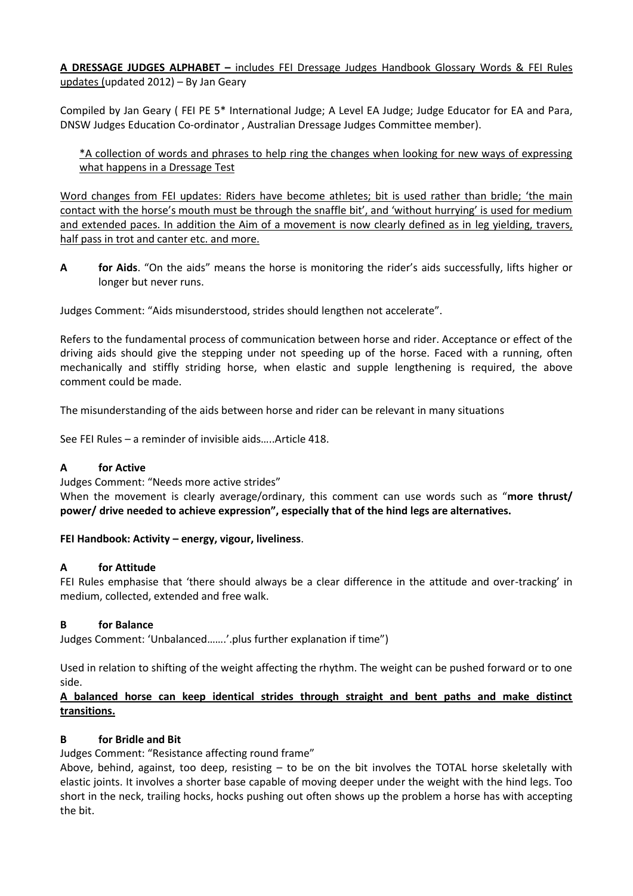**A DRESSAGE JUDGES ALPHABET –** includes FEI Dressage Judges Handbook Glossary Words & FEI Rules updates (updated 2012) – By Jan Geary

Compiled by Jan Geary ( FEI PE 5* International Judge; A Level EA Judge; Judge Educator for EA and Para, DNSW Judges Education Co-ordinator , Australian Dressage Judges Committee member).

*A collection of words and phrases to help ring the changes when looking for new ways of expressing what happens in a Dressage Test

Word changes from FEI updates: Riders have become athletes; bit is used rather than bridle; 'the main contact with the horse's mouth must be through the snaffle bit', and 'without hurrying' is used for medium and extended paces. In addition the Aim of a movement is now clearly defined as in leg yielding, travers, half pass in trot and canter etc. and more.

**A for Aids**. "On the aids" means the horse is monitoring the rider's aids successfully, lifts higher or longer but never runs.

Judges Comment: "Aids misunderstood, strides should lengthen not accelerate".

Refers to the fundamental process of communication between horse and rider. Acceptance or effect of the driving aids should give the stepping under not speeding up of the horse. Faced with a running, often mechanically and stiffly striding horse, when elastic and supple lengthening is required, the above comment could be made.

The misunderstanding of the aids between horse and rider can be relevant in many situations

See FEI Rules – a reminder of invisible aids…..Article 418.

### A for Active

Judges Comment: "Needs more active strides"

When the movement is clearly average/ordinary, this comment can use words such as "**more thrust/ power/ drive needed to achieve expression", especially that of the hind legs are alternatives.**

**FEI Handbook: Activity – energy, vigour, liveliness**.

### A for Attitude

FEI Rules emphasise that 'there should always be a clear difference in the attitude and over-tracking' in medium, collected, extended and free walk.

### B for Balance

Judges Comment: 'Unbalanced…….'.plus further explanation if time")

Used in relation to shifting of the weight affecting the rhythm. The weight can be pushed forward or to one side.

**A balanced horse can keep identical strides through straight and bent paths and make distinct transitions.**

### B for Bridle and Bit

Judges Comment: "Resistance affecting round frame"

Above, behind, against, too deep, resisting – to be on the bit involves the TOTAL horse skeletally with elastic joints. It involves a shorter base capable of moving deeper under the weight with the hind legs. Too short in the neck, trailing hocks, hocks pushing out often shows up the problem a horse has with accepting the bit.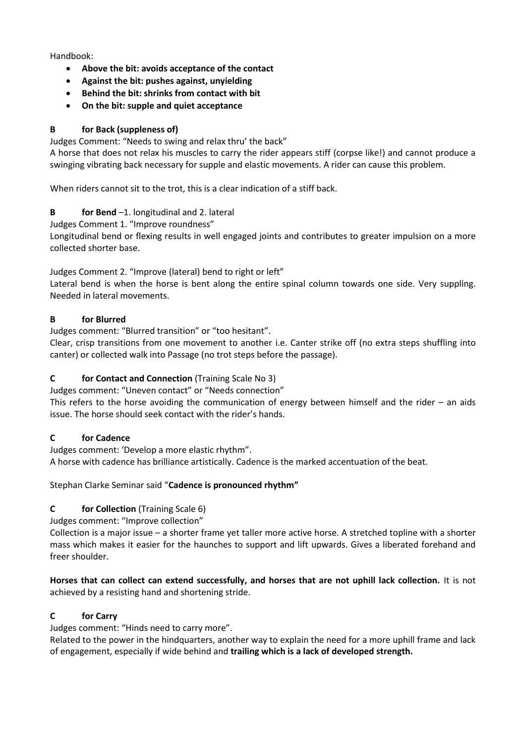Handbook:

- **Above the bit: avoids acceptance of the contact**
- **Against the bit: pushes against, unyielding**
- **Behind the bit: shrinks from contact with bit**
- **On the bit: supple and quiet acceptance**

**B for Back (suppleness of)**

Judges Comment: "Needs to swing and relax thru' the back"

A horse that does not relax his muscles to carry the rider appears stiff (corpse like!) and cannot produce a swinging vibrating back necessary for supple and elastic movements. A rider can cause this problem.

When riders cannot sit to the trot, this is a clear indication of a stiff back.

**B for Bend** –1. longitudinal and 2. lateral

Judges Comment 1. "Improve roundness"

Longitudinal bend or flexing results in well engaged joints and contributes to greater impulsion on a more collected shorter base.

Judges Comment 2. "Improve (lateral) bend to right or left"

Lateral bend is when the horse is bent along the entire spinal column towards one side. Very suppling. Needed in lateral movements.

**B for Blurred**

Judges comment: "Blurred transition" or "too hesitant".

Clear, crisp transitions from one movement to another i.e. Canter strike off (no extra steps shuffling into canter) or collected walk into Passage (no trot steps before the passage).

**C for Contact and Connection** (Training Scale No 3)

Judges comment: "Uneven contact" or "Needs connection"

This refers to the horse avoiding the communication of energy between himself and the rider – an aids issue. The horse should seek contact with the rider's hands.

**C for Cadence**

Judges comment: 'Develop a more elastic rhythm".

A horse with cadence has brilliance artistically. Cadence is the marked accentuation of the beat.

Stephan Clarke Seminar said "**Cadence is pronounced rhythm"**

**C for Collection** (Training Scale 6)

Judges comment: "Improve collection"

Collection is a major issue – a shorter frame yet taller more active horse. A stretched topline with a shorter mass which makes it easier for the haunches to support and lift upwards. Gives a liberated forehand and freer shoulder.

**Horses that can collect can extend successfully, and horses that are not uphill lack collection.** It is not achieved by a resisting hand and shortening stride.

**C for Carry**

Judges comment: "Hinds need to carry more".

Related to the power in the hindquarters, another way to explain the need for a more uphill frame and lack of engagement, especially if wide behind and **trailing which is a lack of developed strength.**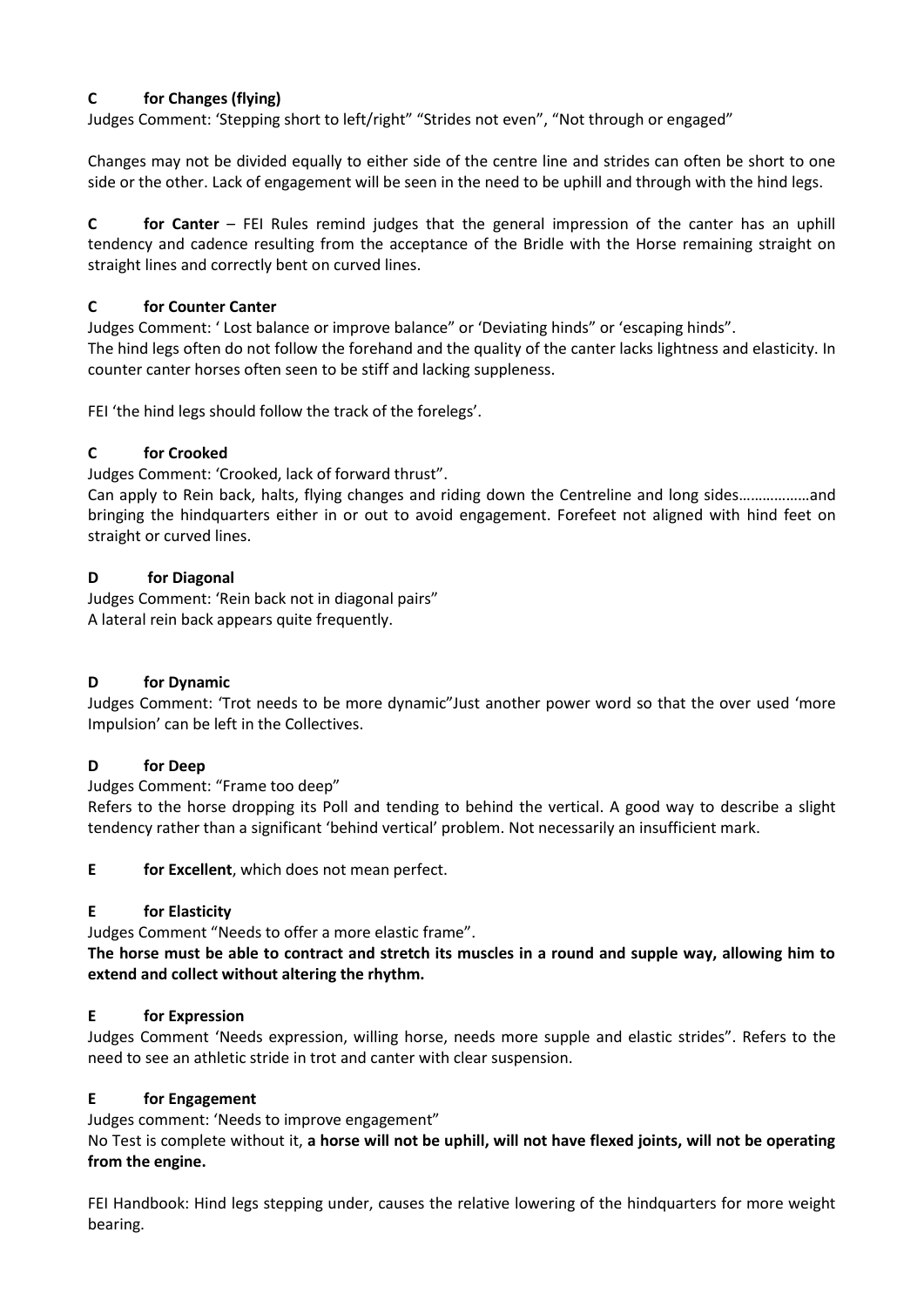**C for Changes (flying)**

Judges Comment: 'Stepping short to left/right" "Strides not even", "Not through or engaged"

Changes may not be divided equally to either side of the centre line and strides can often be short to one side or the other. Lack of engagement will be seen in the need to be uphill and through with the hind legs.

**C for Canter** – FEI Rules remind judges that the general impression of the canter has an uphill tendency and cadence resulting from the acceptance of the Bridle with the Horse remaining straight on straight lines and correctly bent on curved lines.

**C for Counter Canter**

Judges Comment: ' Lost balance or improve balance" or 'Deviating hinds" or 'escaping hinds".
The hind legs often do not follow the forehand and the quality of the canter lacks lightness and elasticity. In counter canter horses often seen to be stiff and lacking suppleness.

FEI 'the hind legs should follow the track of the forelegs'.

**C for Crooked**

Judges Comment: 'Crooked, lack of forward thrust".
Can apply to Rein back, halts, flying changes and riding down the Centreline and long sides………………and bringing the hindquarters either in or out to avoid engagement. Forefeet not aligned with hind feet on straight or curved lines.

**D for Diagonal**

Judges Comment: 'Rein back not in diagonal pairs"
A lateral rein back appears quite frequently.

**D for Dynamic**

Judges Comment: 'Trot needs to be more dynamic"Just another power word so that the over used 'more Impulsion' can be left in the Collectives.

**D for Deep**

Judges Comment: "Frame too deep"
Refers to the horse dropping its Poll and tending to behind the vertical. A good way to describe a slight tendency rather than a significant 'behind vertical' problem. Not necessarily an insufficient mark.

**E for Excellent**, which does not mean perfect.

**E for Elasticity**

Judges Comment "Needs to offer a more elastic frame".
**The horse must be able to contract and stretch its muscles in a round and supple way, allowing him to extend and collect without altering the rhythm.**

**E for Expression**

Judges Comment 'Needs expression, willing horse, needs more supple and elastic strides". Refers to the need to see an athletic stride in trot and canter with clear suspension.

**E for Engagement**

Judges comment: 'Needs to improve engagement"
No Test is complete without it, **a horse will not be uphill, will not have flexed joints, will not be operating from the engine.**

FEI Handbook: Hind legs stepping under, causes the relative lowering of the hindquarters for more weight bearing.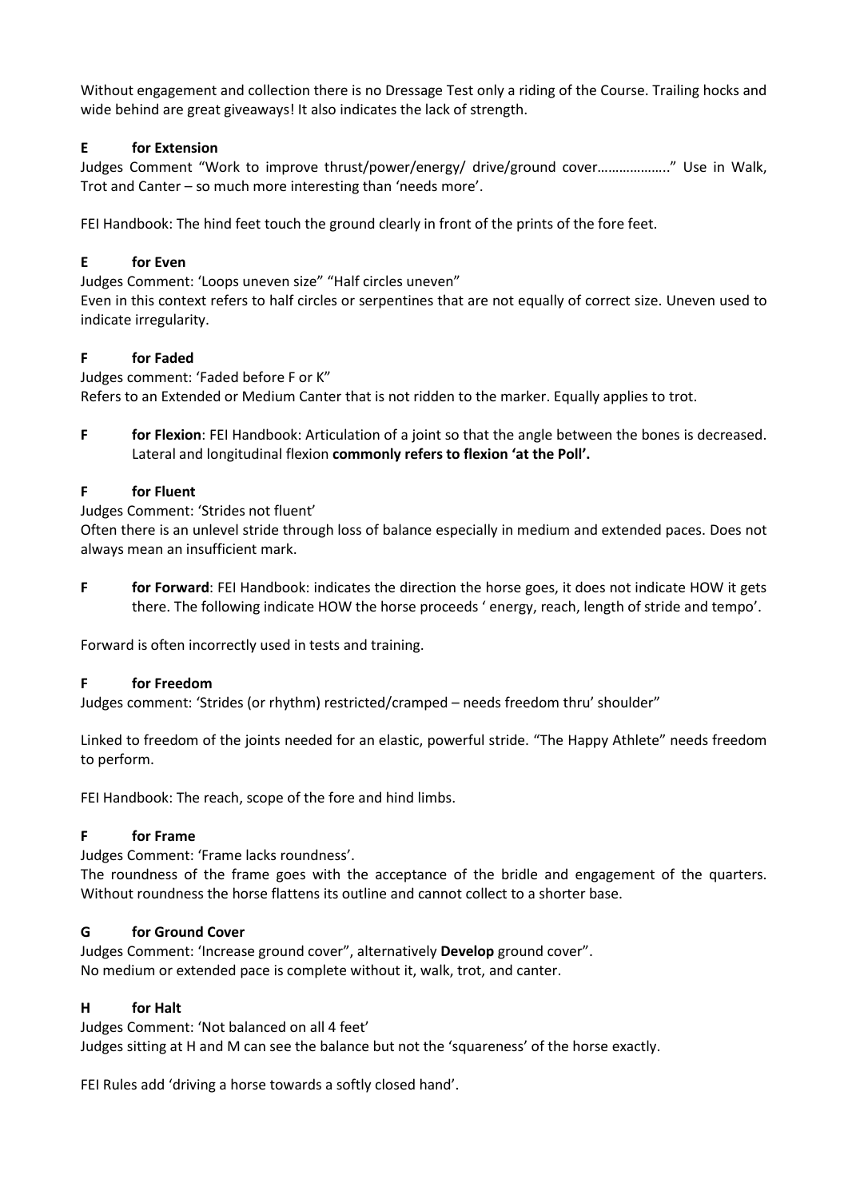Without engagement and collection there is no Dressage Test only a riding of the Course. Trailing hocks and wide behind are great giveaways! It also indicates the lack of strength.

### E for Extension

Judges Comment "Work to improve thrust/power/energy/ drive/ground cover……………….." Use in Walk, Trot and Canter – so much more interesting than 'needs more'.

FEI Handbook: The hind feet touch the ground clearly in front of the prints of the fore feet.

### E for Even

Judges Comment: 'Loops uneven size" "Half circles uneven"
Even in this context refers to half circles or serpentines that are not equally of correct size. Uneven used to indicate irregularity.

### F for Faded

Judges comment: 'Faded before F or K"
Refers to an Extended or Medium Canter that is not ridden to the marker. Equally applies to trot.

**F for Flexion**: FEI Handbook: Articulation of a joint so that the angle between the bones is decreased. Lateral and longitudinal flexion **commonly refers to flexion 'at the Poll'.**

### F for Fluent

Judges Comment: 'Strides not fluent'
Often there is an unlevel stride through loss of balance especially in medium and extended paces. Does not always mean an insufficient mark.

**F for Forward**: FEI Handbook: indicates the direction the horse goes, it does not indicate HOW it gets there. The following indicate HOW the horse proceeds ' energy, reach, length of stride and tempo'.

Forward is often incorrectly used in tests and training.

### F for Freedom

Judges comment: 'Strides (or rhythm) restricted/cramped – needs freedom thru' shoulder"

Linked to freedom of the joints needed for an elastic, powerful stride. "The Happy Athlete" needs freedom to perform.

FEI Handbook: The reach, scope of the fore and hind limbs.

### F for Frame

Judges Comment: 'Frame lacks roundness'.
The roundness of the frame goes with the acceptance of the bridle and engagement of the quarters. Without roundness the horse flattens its outline and cannot collect to a shorter base.

### G for Ground Cover

Judges Comment: 'Increase ground cover", alternatively **Develop** ground cover".
No medium or extended pace is complete without it, walk, trot, and canter.

### H for Halt

Judges Comment: 'Not balanced on all 4 feet'
Judges sitting at H and M can see the balance but not the 'squareness' of the horse exactly.

FEI Rules add 'driving a horse towards a softly closed hand'.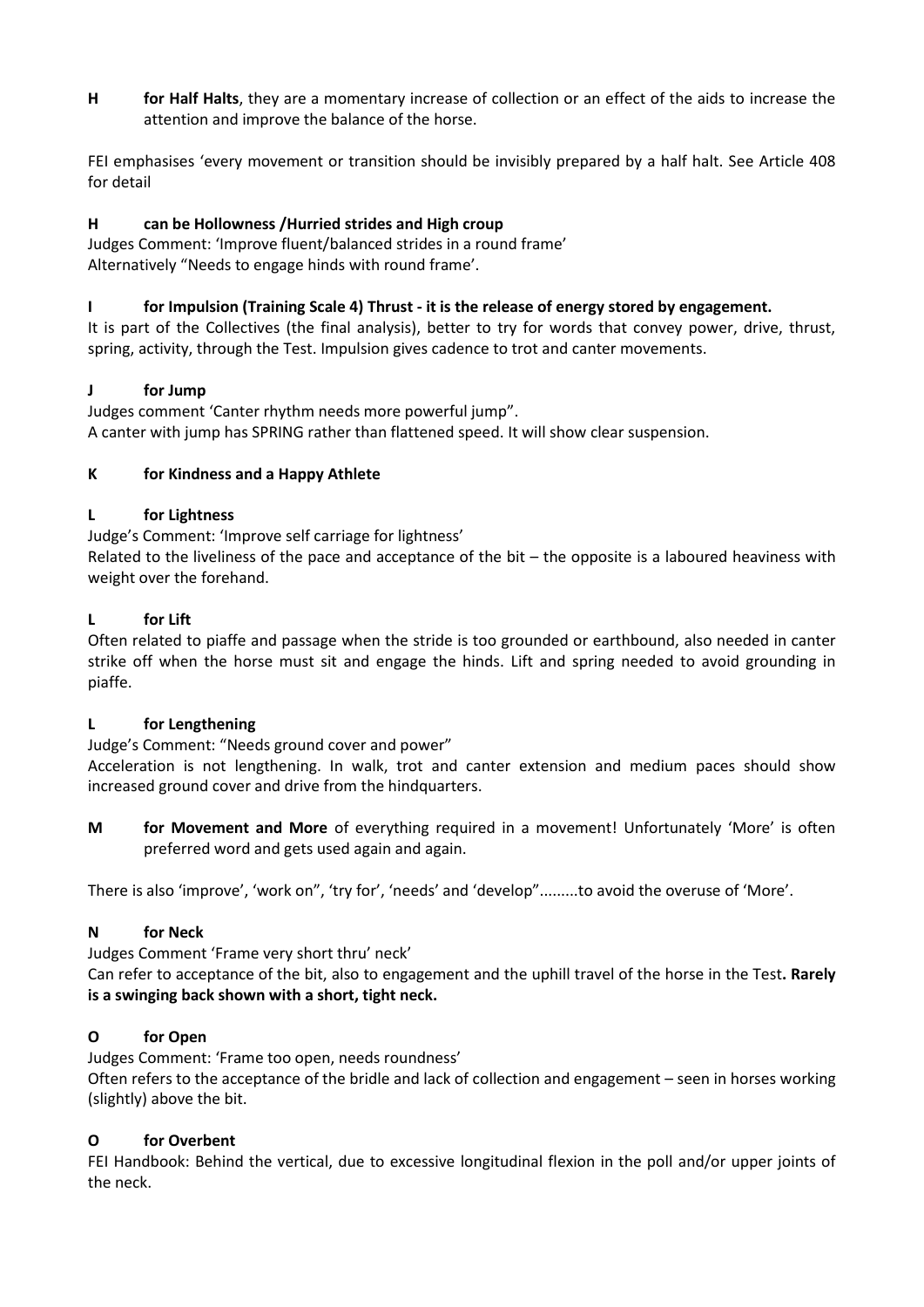**H for Half Halts**, they are a momentary increase of collection or an effect of the aids to increase the attention and improve the balance of the horse.

FEI emphasises 'every movement or transition should be invisibly prepared by a half halt. See Article 408 for detail

**H can be Hollowness /Hurried strides and High croup**

Judges Comment: 'Improve fluent/balanced strides in a round frame'
Alternatively "Needs to engage hinds with round frame'.

**I for Impulsion (Training Scale 4) Thrust - it is the release of energy stored by engagement.**

It is part of the Collectives (the final analysis), better to try for words that convey power, drive, thrust, spring, activity, through the Test. Impulsion gives cadence to trot and canter movements.

**J for Jump**

Judges comment 'Canter rhythm needs more powerful jump".
A canter with jump has SPRING rather than flattened speed. It will show clear suspension.

**K for Kindness and a Happy Athlete**

**L for Lightness**

Judge's Comment: 'Improve self carriage for lightness'
Related to the liveliness of the pace and acceptance of the bit – the opposite is a laboured heaviness with weight over the forehand.

**L for Lift**

Often related to piaffe and passage when the stride is too grounded or earthbound, also needed in canter strike off when the horse must sit and engage the hinds. Lift and spring needed to avoid grounding in piaffe.

**L for Lengthening**

Judge's Comment: "Needs ground cover and power"
Acceleration is not lengthening. In walk, trot and canter extension and medium paces should show increased ground cover and drive from the hindquarters.

**M for Movement and More** of everything required in a movement! Unfortunately 'More' is often preferred word and gets used again and again.

There is also 'improve', 'work on", 'try for', 'needs' and 'develop".........to avoid the overuse of 'More'.

**N for Neck**

Judges Comment 'Frame very short thru' neck'
Can refer to acceptance of the bit, also to engagement and the uphill travel of the horse in the Test**. Rarely is a swinging back shown with a short, tight neck.**

**O for Open**

Judges Comment: 'Frame too open, needs roundness'
Often refers to the acceptance of the bridle and lack of collection and engagement – seen in horses working (slightly) above the bit.

**O for Overbent**

FEI Handbook: Behind the vertical, due to excessive longitudinal flexion in the poll and/or upper joints of the neck.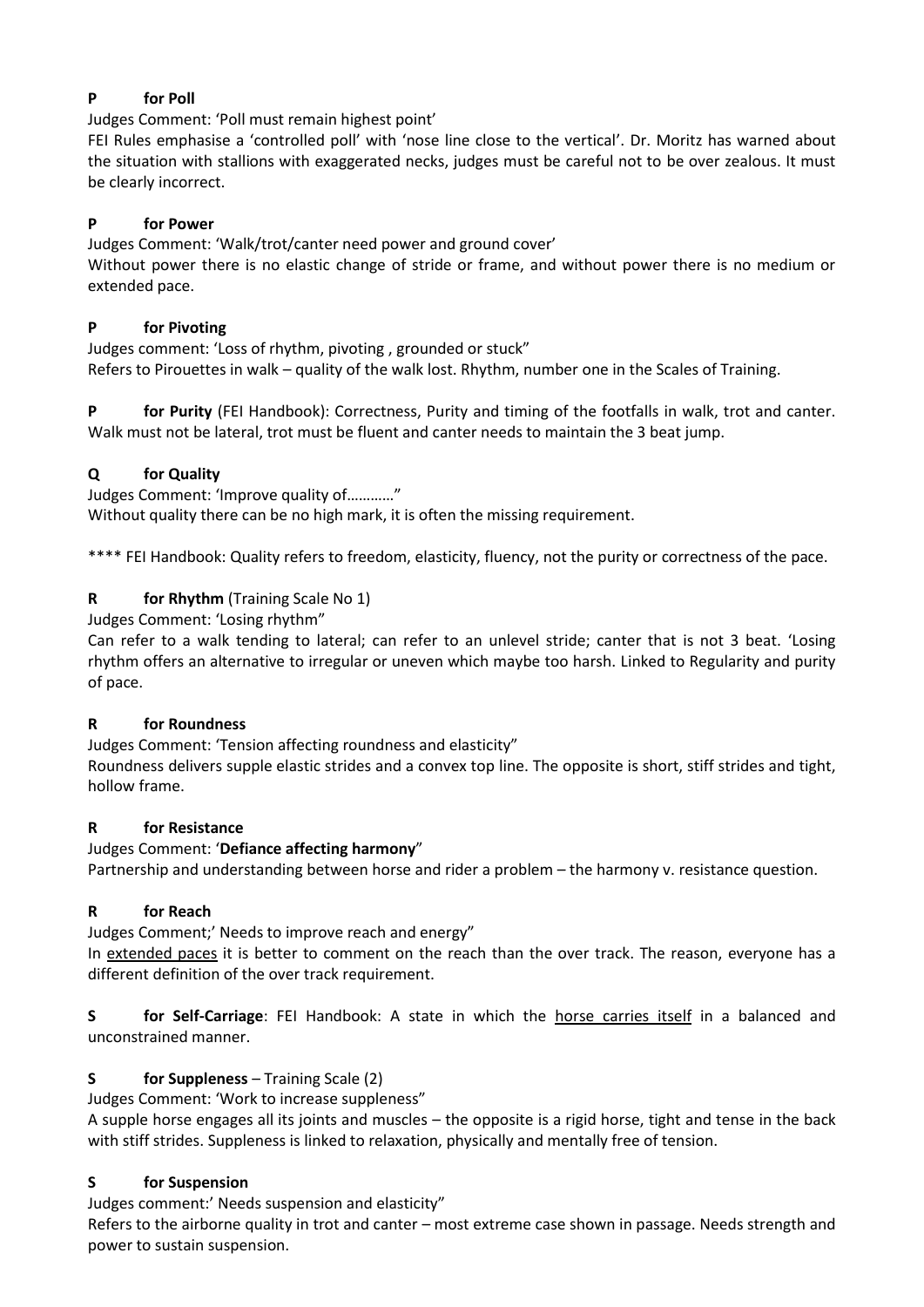**P for Poll**

Judges Comment: 'Poll must remain highest point'

FEI Rules emphasise a 'controlled poll' with 'nose line close to the vertical'. Dr. Moritz has warned about the situation with stallions with exaggerated necks, judges must be careful not to be over zealous. It must be clearly incorrect.

**P for Power**

Judges Comment: 'Walk/trot/canter need power and ground cover'

Without power there is no elastic change of stride or frame, and without power there is no medium or extended pace.

**P for Pivoting**

Judges comment: 'Loss of rhythm, pivoting , grounded or stuck"

Refers to Pirouettes in walk – quality of the walk lost. Rhythm, number one in the Scales of Training.

**P for Purity** (FEI Handbook): Correctness, Purity and timing of the footfalls in walk, trot and canter. Walk must not be lateral, trot must be fluent and canter needs to maintain the 3 beat jump.

**Q for Quality**

Judges Comment: 'Improve quality of…………"

Without quality there can be no high mark, it is often the missing requirement.

**** FEI Handbook: Quality refers to freedom, elasticity, fluency, not the purity or correctness of the pace.

**R for Rhythm** (Training Scale No 1)

Judges Comment: 'Losing rhythm"

Can refer to a walk tending to lateral; can refer to an unlevel stride; canter that is not 3 beat. 'Losing rhythm offers an alternative to irregular or uneven which maybe too harsh. Linked to Regularity and purity of pace.

**R for Roundness**

Judges Comment: 'Tension affecting roundness and elasticity"

Roundness delivers supple elastic strides and a convex top line. The opposite is short, stiff strides and tight, hollow frame.

**R for Resistance**

Judges Comment: '**Defiance affecting harmony**"

Partnership and understanding between horse and rider a problem – the harmony v. resistance question.

**R for Reach**

Judges Comment;' Needs to improve reach and energy"

In extended paces it is better to comment on the reach than the over track. The reason, everyone has a different definition of the over track requirement.

**S for Self-Carriage**: FEI Handbook: A state in which the horse carries itself in a balanced and unconstrained manner.

**S for Suppleness** – Training Scale (2)

Judges Comment: 'Work to increase suppleness"

A supple horse engages all its joints and muscles – the opposite is a rigid horse, tight and tense in the back with stiff strides. Suppleness is linked to relaxation, physically and mentally free of tension.

**S for Suspension**

Judges comment:' Needs suspension and elasticity"

Refers to the airborne quality in trot and canter – most extreme case shown in passage. Needs strength and power to sustain suspension.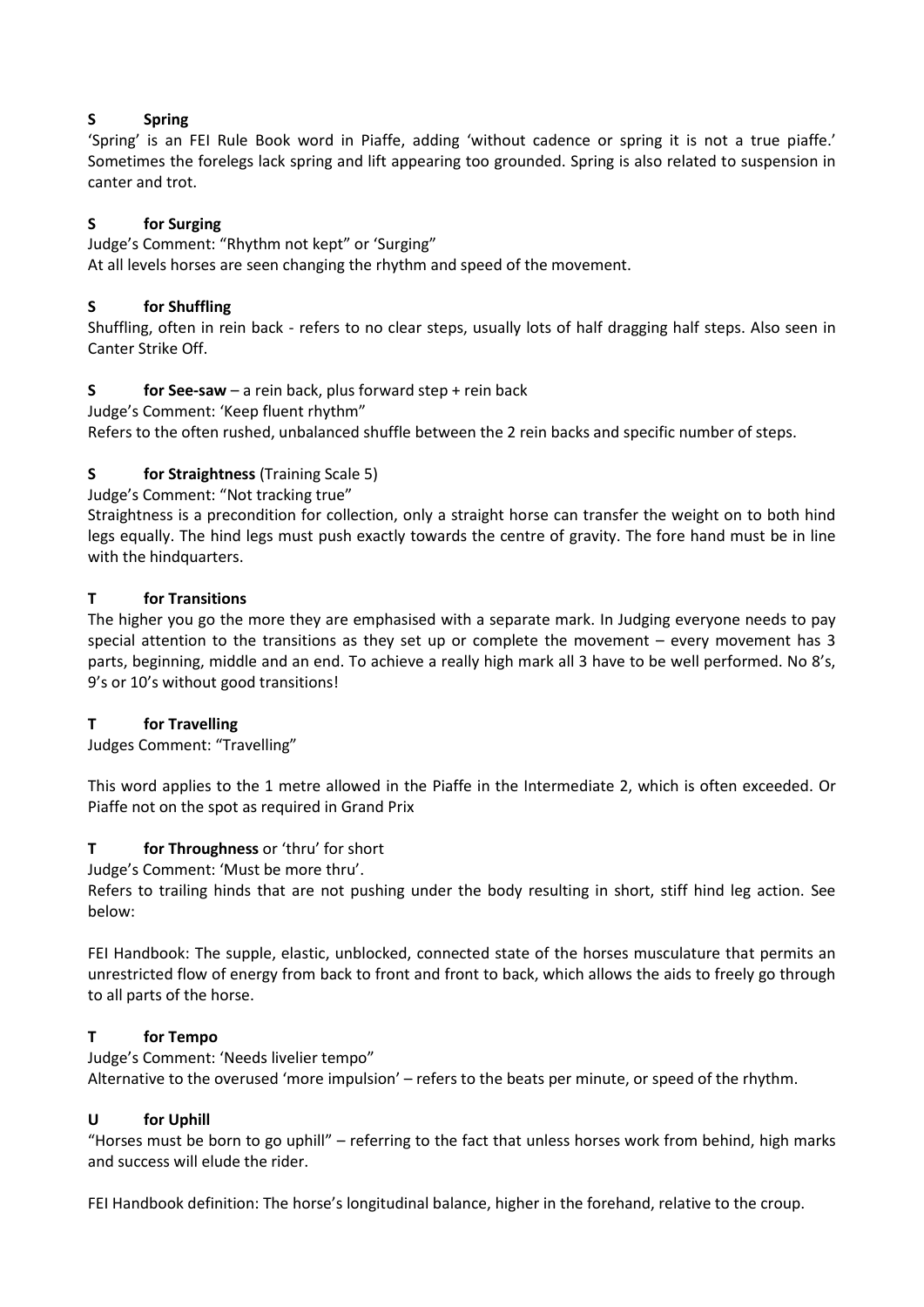**S Spring**

'Spring' is an FEI Rule Book word in Piaffe, adding 'without cadence or spring it is not a true piaffe.' Sometimes the forelegs lack spring and lift appearing too grounded. Spring is also related to suspension in canter and trot.

**S for Surging**

Judge's Comment: "Rhythm not kept" or 'Surging"

At all levels horses are seen changing the rhythm and speed of the movement.

**S for Shuffling**

Shuffling, often in rein back - refers to no clear steps, usually lots of half dragging half steps. Also seen in Canter Strike Off.

**S for See-saw** – a rein back, plus forward step + rein back

Judge's Comment: 'Keep fluent rhythm"

Refers to the often rushed, unbalanced shuffle between the 2 rein backs and specific number of steps.

**S for Straightness** (Training Scale 5)

Judge's Comment: "Not tracking true"

Straightness is a precondition for collection, only a straight horse can transfer the weight on to both hind legs equally. The hind legs must push exactly towards the centre of gravity. The fore hand must be in line with the hindquarters.

**T for Transitions**

The higher you go the more they are emphasised with a separate mark. In Judging everyone needs to pay special attention to the transitions as they set up or complete the movement – every movement has 3 parts, beginning, middle and an end. To achieve a really high mark all 3 have to be well performed. No 8's, 9's or 10's without good transitions!

**T for Travelling**

Judges Comment: "Travelling"

This word applies to the 1 metre allowed in the Piaffe in the Intermediate 2, which is often exceeded. Or Piaffe not on the spot as required in Grand Prix

**T for Throughness** or 'thru' for short

Judge's Comment: 'Must be more thru'.

Refers to trailing hinds that are not pushing under the body resulting in short, stiff hind leg action. See below:

FEI Handbook: The supple, elastic, unblocked, connected state of the horses musculature that permits an unrestricted flow of energy from back to front and front to back, which allows the aids to freely go through to all parts of the horse.

**T for Tempo**

Judge's Comment: 'Needs livelier tempo"

Alternative to the overused 'more impulsion' – refers to the beats per minute, or speed of the rhythm.

**U for Uphill**

"Horses must be born to go uphill" – referring to the fact that unless horses work from behind, high marks and success will elude the rider.

FEI Handbook definition: The horse's longitudinal balance, higher in the forehand, relative to the croup.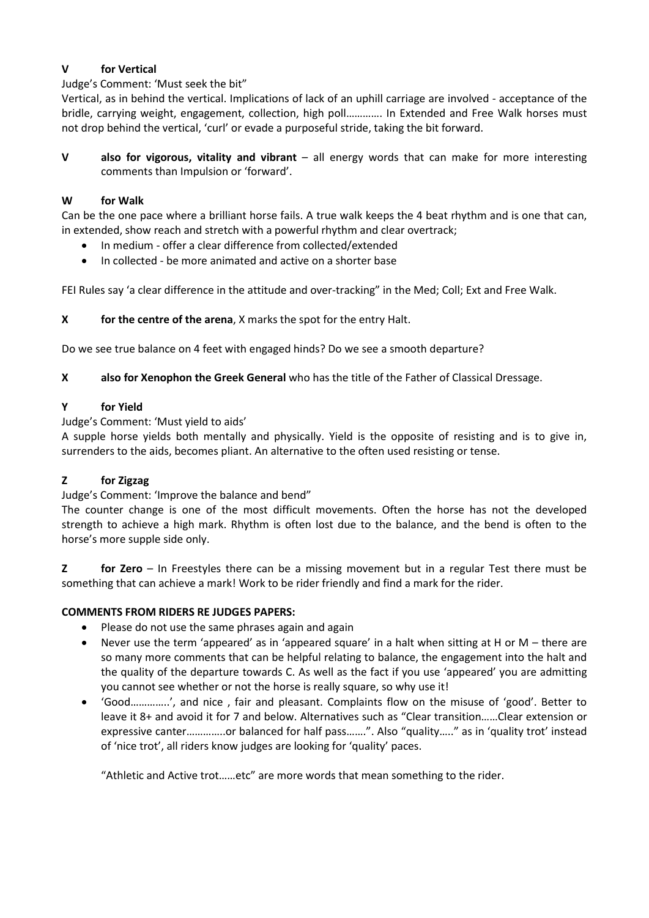**V for Vertical**

Judge's Comment: 'Must seek the bit"

Vertical, as in behind the vertical. Implications of lack of an uphill carriage are involved - acceptance of the bridle, carrying weight, engagement, collection, high poll………… In Extended and Free Walk horses must not drop behind the vertical, 'curl' or evade a purposeful stride, taking the bit forward.

**V also for vigorous, vitality and vibrant** – all energy words that can make for more interesting comments than Impulsion or 'forward'.

**W for Walk**

Can be the one pace where a brilliant horse fails. A true walk keeps the 4 beat rhythm and is one that can, in extended, show reach and stretch with a powerful rhythm and clear overtrack;

- In medium - offer a clear difference from collected/extended
- In collected - be more animated and active on a shorter base

FEI Rules say 'a clear difference in the attitude and over-tracking" in the Med; Coll; Ext and Free Walk.

**X for the centre of the arena**, X marks the spot for the entry Halt.

Do we see true balance on 4 feet with engaged hinds? Do we see a smooth departure?

**X also for Xenophon the Greek General** who has the title of the Father of Classical Dressage.

**Y for Yield**

Judge's Comment: 'Must yield to aids'

A supple horse yields both mentally and physically. Yield is the opposite of resisting and is to give in, surrenders to the aids, becomes pliant. An alternative to the often used resisting or tense.

**Z for Zigzag**

Judge's Comment: 'Improve the balance and bend"

The counter change is one of the most difficult movements. Often the horse has not the developed strength to achieve a high mark. Rhythm is often lost due to the balance, and the bend is often to the horse's more supple side only.

**Z for Zero** – In Freestyles there can be a missing movement but in a regular Test there must be something that can achieve a mark! Work to be rider friendly and find a mark for the rider.

**COMMENTS FROM RIDERS RE JUDGES PAPERS:**

- Please do not use the same phrases again and again
- Never use the term 'appeared' as in 'appeared square' in a halt when sitting at H or M – there are so many more comments that can be helpful relating to balance, the engagement into the halt and the quality of the departure towards C. As well as the fact if you use 'appeared' you are admitting you cannot see whether or not the horse is really square, so why use it!
- 'Good………….', and nice , fair and pleasant. Complaints flow on the misuse of 'good'. Better to leave it 8+ and avoid it for 7 and below. Alternatives such as "Clear transition……Clear extension or expressive canter…………..or balanced for half pass…….". Also "quality….." as in 'quality trot' instead of 'nice trot', all riders know judges are looking for 'quality' paces.

  "Athletic and Active trot……etc" are more words that mean something to the rider.